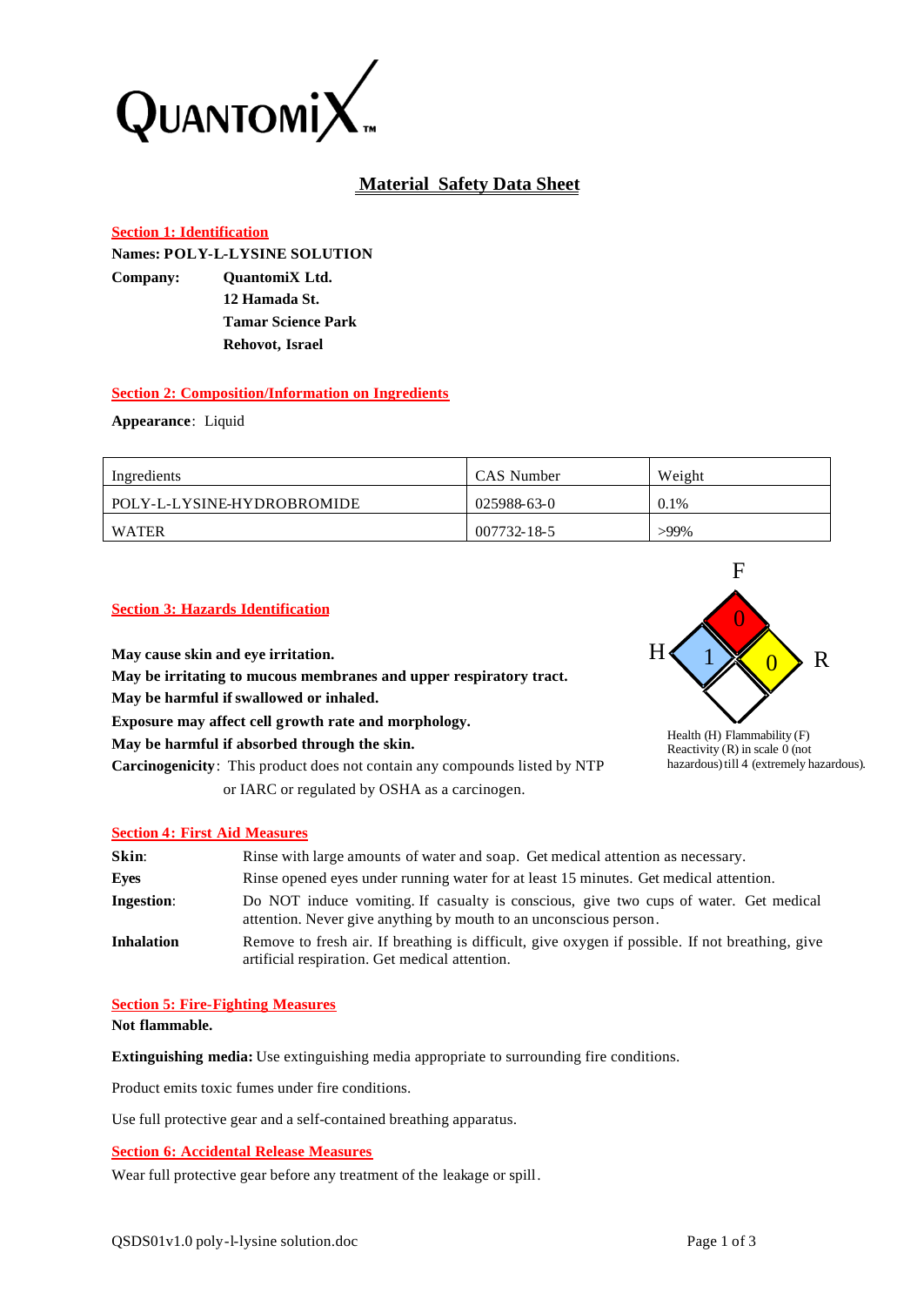QuantomiX™

# Material Safety Data Sheet

## Section 1: Identification

**Names: POLY-L-LYSINE SOLUTION**

**Company:** **QuantomiX Ltd.**
**12 Hamada St.**
**Tamar Science Park**
**Rehovot, Israel**

## Section 2: Composition/Information on Ingredients

**Appearance**: Liquid

| Ingredients | CAS Number | Weight |
|---|---|---|
| POLY-L-LYSINE-HYDROBROMIDE | 025988-63-0 | 0.1% |
| WATER | 007732-18-5 | >99% |

## Section 3: Hazards Identification

**May cause skin and eye irritation.**
**May be irritating to mucous membranes and upper respiratory tract.**
**May be harmful if swallowed or inhaled.**
**Exposure may affect cell growth rate and morphology.**
**May be harmful if absorbed through the skin.**
**Carcinogenicity**: This product does not contain any compounds listed by NTP or IARC or regulated by OSHA as a carcinogen.

F: 0, H: 1, R: 0

Health (H) Flammability (F) Reactivity (R) in scale 0 (not hazardous) till 4 (extremely hazardous).

## Section 4: First Aid Measures

**Skin**: Rinse with large amounts of water and soap. Get medical attention as necessary.

**Eyes**: Rinse opened eyes under running water for at least 15 minutes. Get medical attention.

**Ingestion**: Do NOT induce vomiting. If casualty is conscious, give two cups of water. Get medical attention. Never give anything by mouth to an unconscious person.

**Inhalation**: Remove to fresh air. If breathing is difficult, give oxygen if possible. If not breathing, give artificial respiration. Get medical attention.

## Section 5: Fire-Fighting Measures

**Not flammable.**

**Extinguishing media:** Use extinguishing media appropriate to surrounding fire conditions.

Product emits toxic fumes under fire conditions.

Use full protective gear and a self-contained breathing apparatus.

## Section 6: Accidental Release Measures

Wear full protective gear before any treatment of the leakage or spill.

QSDS01v1.0 poly-l-lysine solution.doc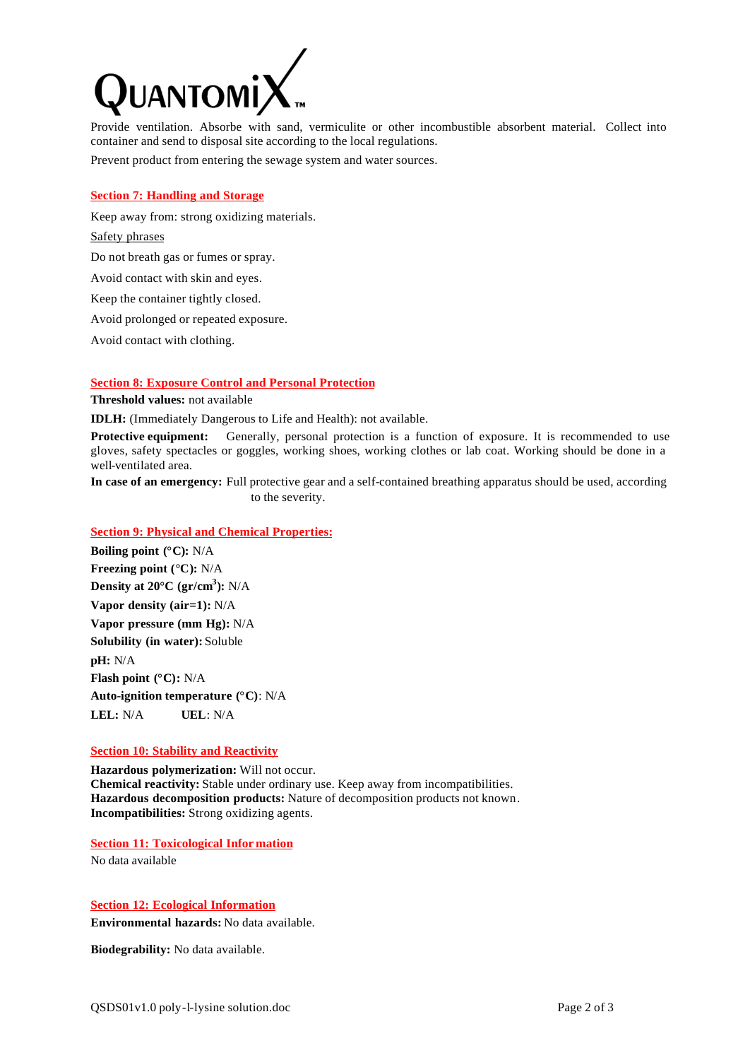Provide ventilation. Absorb with sand, vermiculite or other incombustible absorbent material. Collect into container and send to disposal site according to the local regulations.

Prevent product from entering the sewage system and water sources.

## Section 7: Handling and Storage

Keep away from: strong oxidizing materials.

Safety phrases

Do not breath gas or fumes or spray.

Avoid contact with skin and eyes.

Keep the container tightly closed.

Avoid prolonged or repeated exposure.

Avoid contact with clothing.

## Section 8: Exposure Control and Personal Protection

**Threshold values:** not available

**IDLH:** (Immediately Dangerous to Life and Health): not available.

**Protective equipment:** Generally, personal protection is a function of exposure. It is recommended to use gloves, safety spectacles or goggles, working shoes, working clothes or lab coat. Working should be done in a well-ventilated area.

**In case of an emergency:** Full protective gear and a self-contained breathing apparatus should be used, according to the severity.

## Section 9: Physical and Chemical Properties:

**Boiling point (°C):** N/A

**Freezing point (°C):** N/A

**Density at 20°C (gr/cm$^3$):** N/A

**Vapor density (air=1):** N/A

**Vapor pressure (mm Hg):** N/A

**Solubility (in water):** Soluble

**pH:** N/A

**Flash point (°C):** N/A

**Auto-ignition temperature (°C)**: N/A

**LEL:** N/A **UEL**: N/A

## Section 10: Stability and Reactivity

**Hazardous polymerization:** Will not occur.
**Chemical reactivity:** Stable under ordinary use. Keep away from incompatibilities.
**Hazardous decomposition products:** Nature of decomposition products not known.
**Incompatibilities:** Strong oxidizing agents.

## Section 11: Toxicological Information

No data available

## Section 12: Ecological Information

**Environmental hazards:** No data available.

**Biodegrability:** No data available.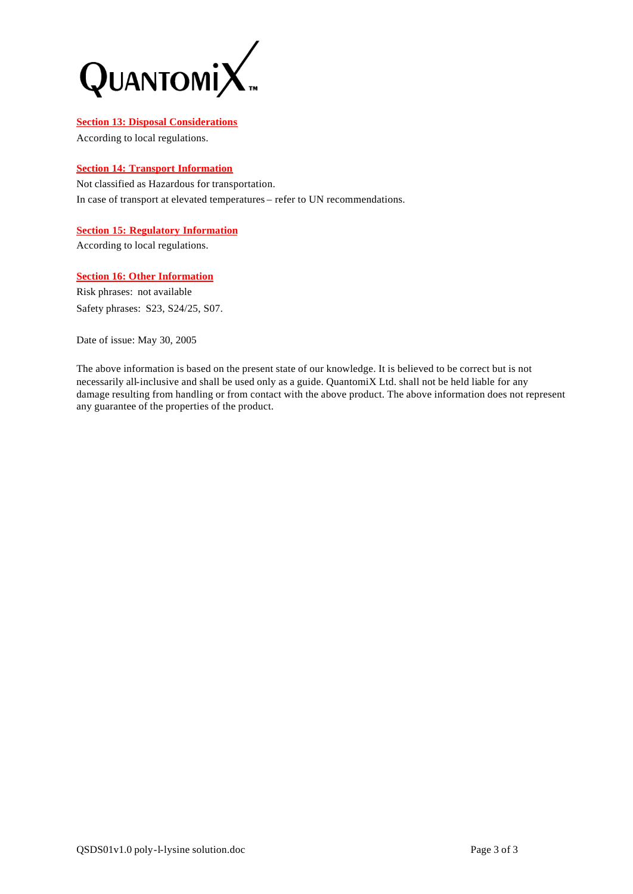QuantomiX™

## Section 13: Disposal Considerations

According to local regulations.

## Section 14: Transport Information

Not classified as Hazardous for transportation.

In case of transport at elevated temperatures – refer to UN recommendations.

## Section 15: Regulatory Information

According to local regulations.

## Section 16: Other Information

Risk phrases: not available

Safety phrases: S23, S24/25, S07.

Date of issue: May 30, 2005

The above information is based on the present state of our knowledge. It is believed to be correct but is not necessarily all-inclusive and shall be used only as a guide. QuantomiX Ltd. shall not be held liable for any damage resulting from handling or from contact with the above product. The above information does not represent any guarantee of the properties of the product.